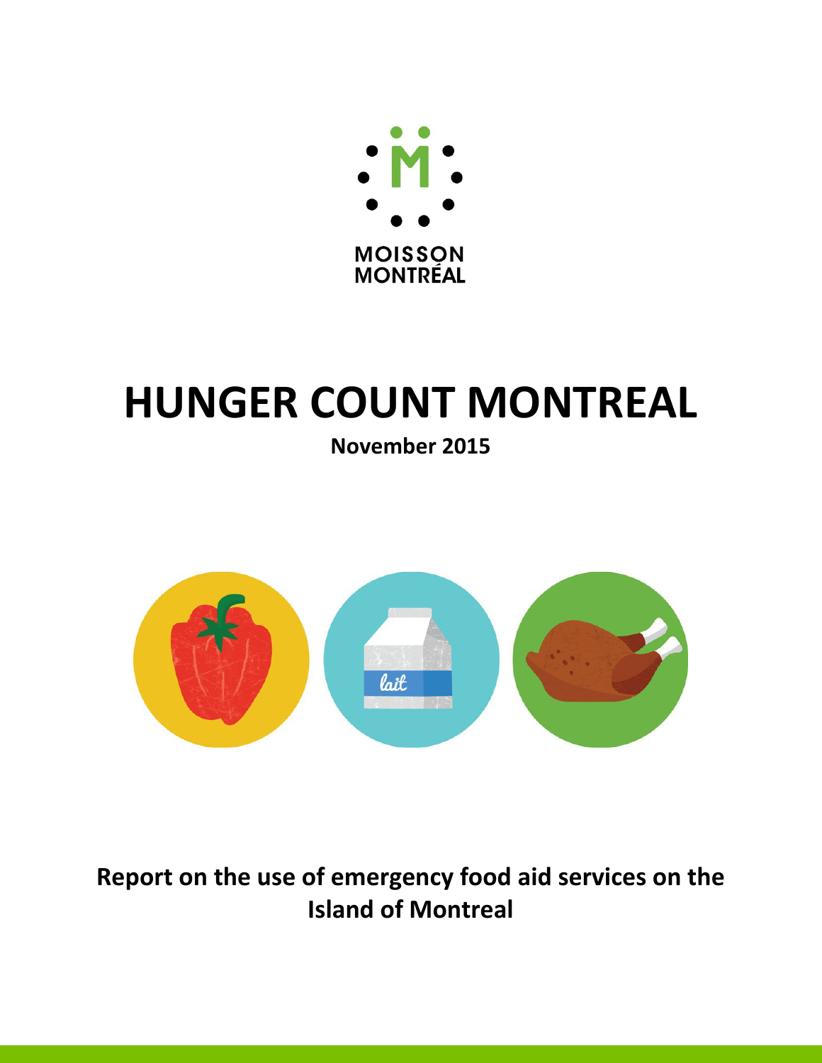MOISSON
MONTRÉAL

# HUNGER COUNT MONTREAL

**November 2015**

**Report on the use of emergency food aid services on the Island of Montreal**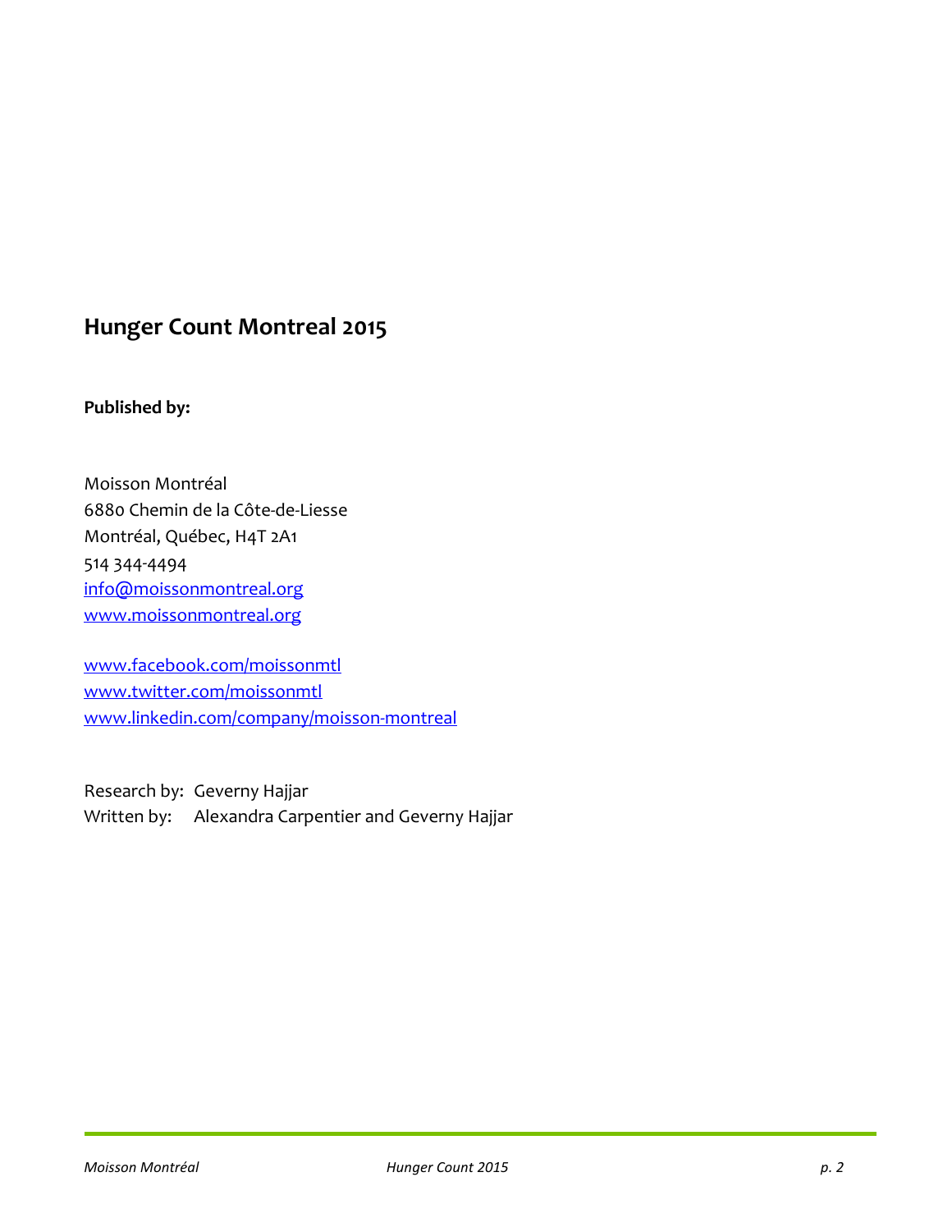## Hunger Count Montreal 2015

**Published by:**

Moisson Montréal
6880 Chemin de la Côte-de-Liesse
Montréal, Québec, H4T 2A1
514 344-4494
info@moissonmontreal.org
www.moissonmontreal.org

www.facebook.com/moissonmtl
www.twitter.com/moissonmtl
www.linkedin.com/company/moisson-montreal

Research by: Geverny Hajjar
Written by: Alexandra Carpentier and Geverny Hajjar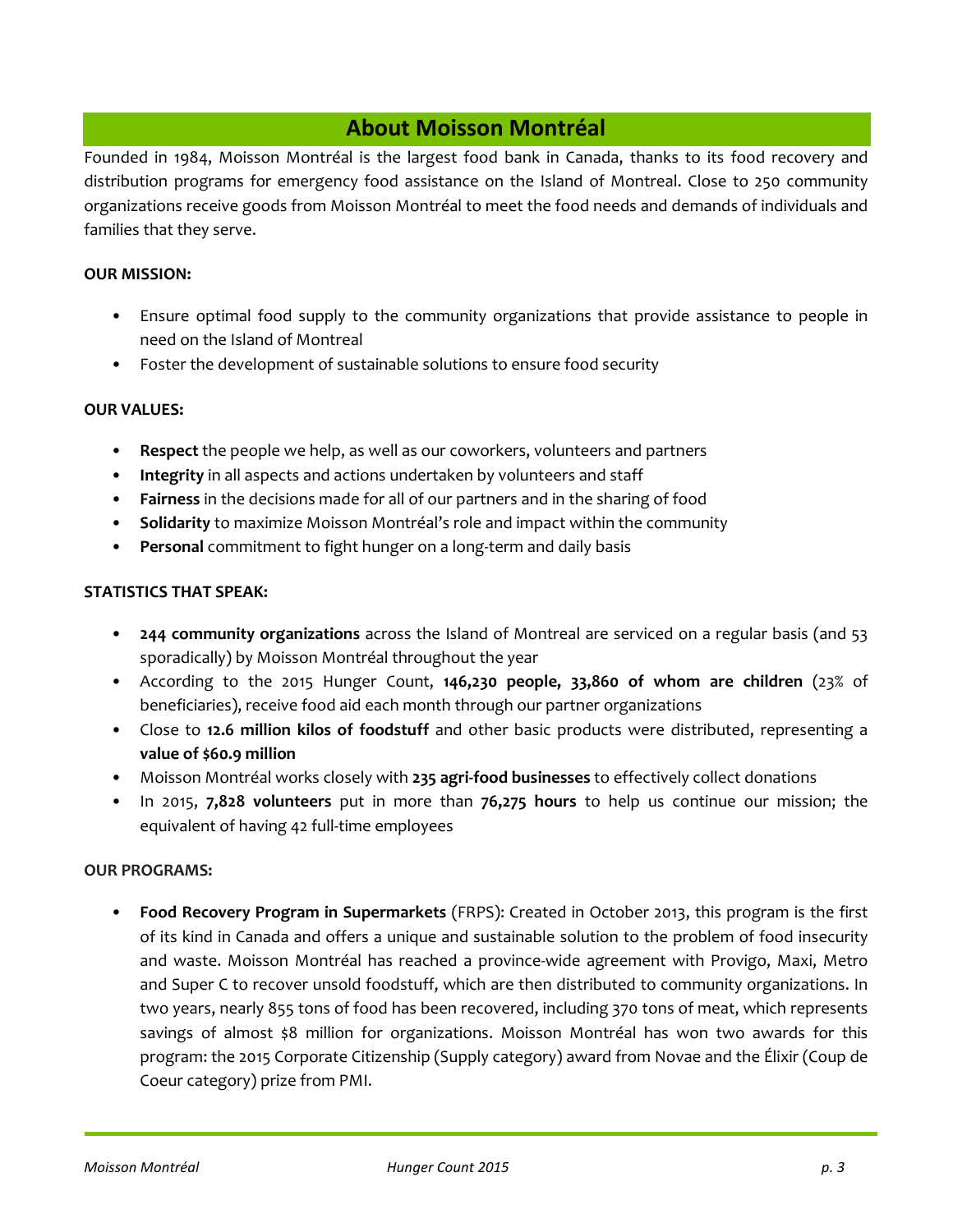# About Moisson Montréal

Founded in 1984, Moisson Montréal is the largest food bank in Canada, thanks to its food recovery and distribution programs for emergency food assistance on the Island of Montreal. Close to 250 community organizations receive goods from Moisson Montréal to meet the food needs and demands of individuals and families that they serve.

**OUR MISSION:**

- Ensure optimal food supply to the community organizations that provide assistance to people in need on the Island of Montreal
- Foster the development of sustainable solutions to ensure food security

**OUR VALUES:**

- **Respect** the people we help, as well as our coworkers, volunteers and partners
- **Integrity** in all aspects and actions undertaken by volunteers and staff
- **Fairness** in the decisions made for all of our partners and in the sharing of food
- **Solidarity** to maximize Moisson Montréal's role and impact within the community
- **Personal** commitment to fight hunger on a long-term and daily basis

**STATISTICS THAT SPEAK:**

- **244 community organizations** across the Island of Montreal are serviced on a regular basis (and 53 sporadically) by Moisson Montréal throughout the year
- According to the 2015 Hunger Count, **146,230 people, 33,860 of whom are children** (23% of beneficiaries), receive food aid each month through our partner organizations
- Close to **12.6 million kilos of foodstuff** and other basic products were distributed, representing a **value of $60.9 million**
- Moisson Montréal works closely with **235 agri-food businesses** to effectively collect donations
- In 2015, **7,828 volunteers** put in more than **76,275 hours** to help us continue our mission; the equivalent of having 42 full-time employees

**OUR PROGRAMS:**

- **Food Recovery Program in Supermarkets** (FRPS): Created in October 2013, this program is the first of its kind in Canada and offers a unique and sustainable solution to the problem of food insecurity and waste. Moisson Montréal has reached a province-wide agreement with Provigo, Maxi, Metro and Super C to recover unsold foodstuff, which are then distributed to community organizations. In two years, nearly 855 tons of food has been recovered, including 370 tons of meat, which represents savings of almost $8 million for organizations. Moisson Montréal has won two awards for this program: the 2015 Corporate Citizenship (Supply category) award from Novae and the Élixir (Coup de Coeur category) prize from PMI.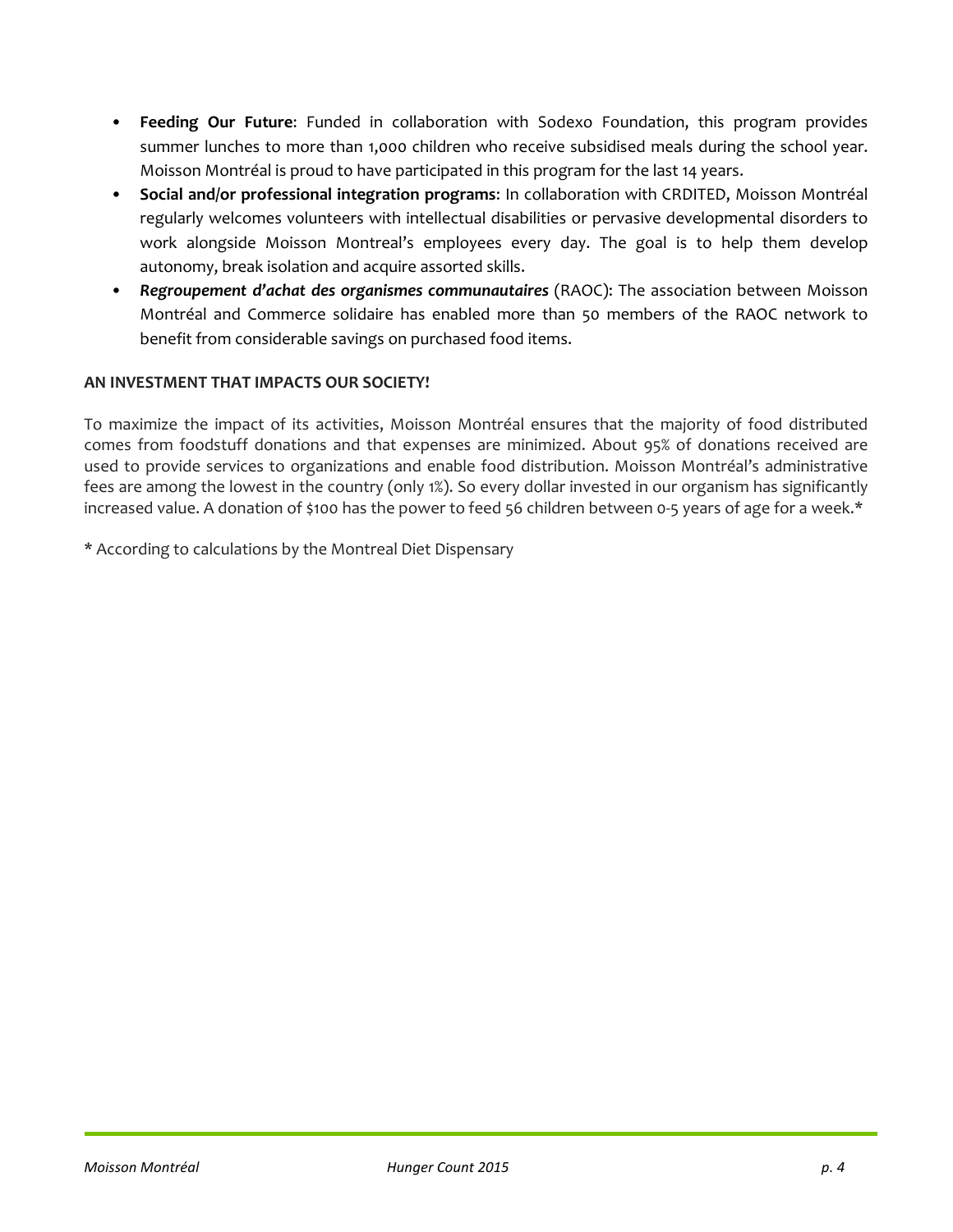- **Feeding Our Future**: Funded in collaboration with Sodexo Foundation, this program provides summer lunches to more than 1,000 children who receive subsidised meals during the school year. Moisson Montréal is proud to have participated in this program for the last 14 years.
- **Social and/or professional integration programs**: In collaboration with CRDITED, Moisson Montréal regularly welcomes volunteers with intellectual disabilities or pervasive developmental disorders to work alongside Moisson Montreal's employees every day. The goal is to help them develop autonomy, break isolation and acquire assorted skills.
- ***Regroupement d'achat des organismes communautaires*** (RAOC): The association between Moisson Montréal and Commerce solidaire has enabled more than 50 members of the RAOC network to benefit from considerable savings on purchased food items.

**AN INVESTMENT THAT IMPACTS OUR SOCIETY!**

To maximize the impact of its activities, Moisson Montréal ensures that the majority of food distributed comes from foodstuff donations and that expenses are minimized. About 95% of donations received are used to provide services to organizations and enable food distribution. Moisson Montréal's administrative fees are among the lowest in the country (only 1%). So every dollar invested in our organism has significantly increased value. A donation of $100 has the power to feed 56 children between 0-5 years of age for a week.*

* According to calculations by the Montreal Diet Dispensary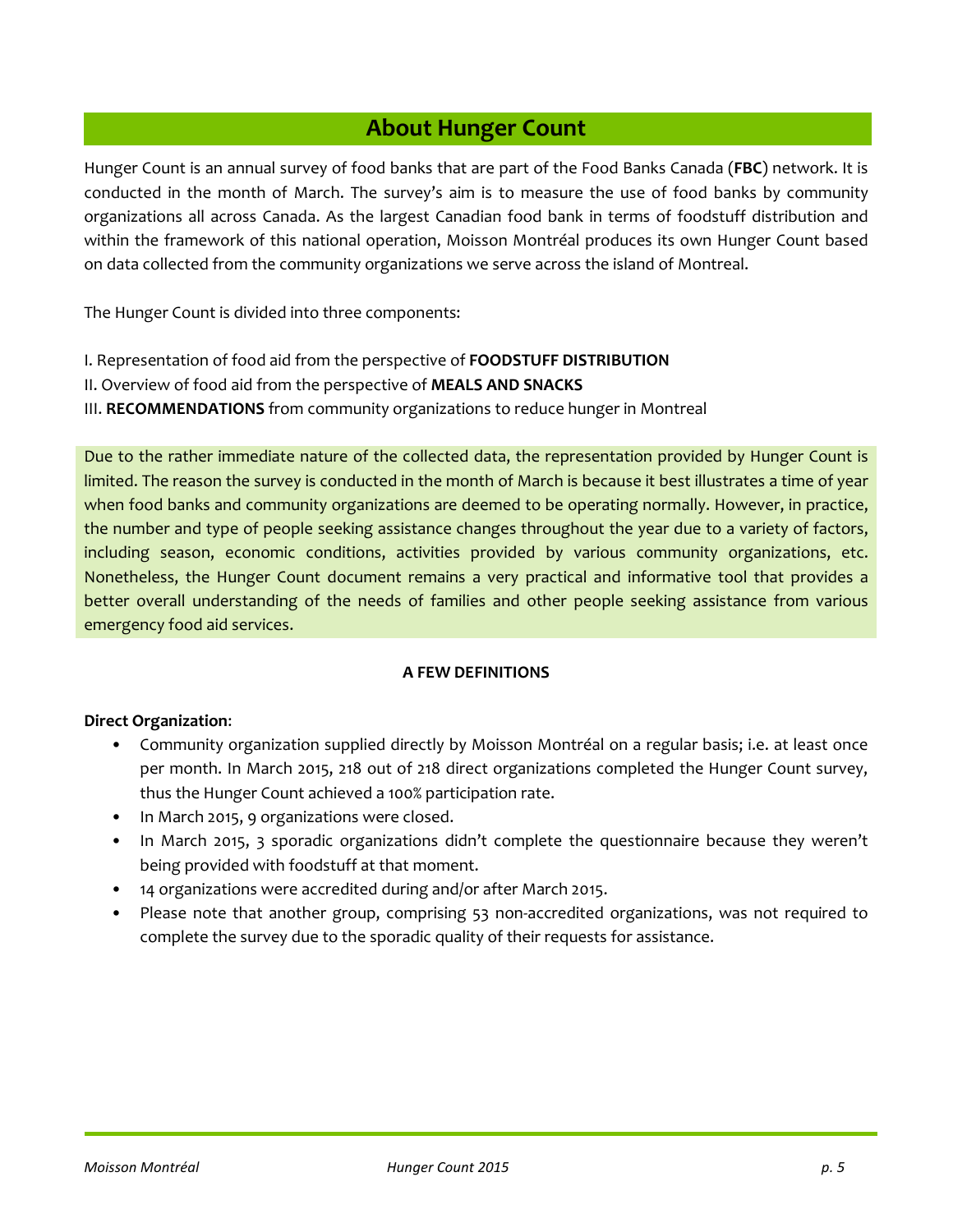# About Hunger Count

Hunger Count is an annual survey of food banks that are part of the Food Banks Canada (**FBC**) network. It is conducted in the month of March. The survey's aim is to measure the use of food banks by community organizations all across Canada. As the largest Canadian food bank in terms of foodstuff distribution and within the framework of this national operation, Moisson Montréal produces its own Hunger Count based on data collected from the community organizations we serve across the island of Montreal.

The Hunger Count is divided into three components:

I. Representation of food aid from the perspective of **FOODSTUFF DISTRIBUTION**
II. Overview of food aid from the perspective of **MEALS AND SNACKS**
III. **RECOMMENDATIONS** from community organizations to reduce hunger in Montreal

Due to the rather immediate nature of the collected data, the representation provided by Hunger Count is limited. The reason the survey is conducted in the month of March is because it best illustrates a time of year when food banks and community organizations are deemed to be operating normally. However, in practice, the number and type of people seeking assistance changes throughout the year due to a variety of factors, including season, economic conditions, activities provided by various community organizations, etc. Nonetheless, the Hunger Count document remains a very practical and informative tool that provides a better overall understanding of the needs of families and other people seeking assistance from various emergency food aid services.

**A FEW DEFINITIONS**

**Direct Organization**:

- Community organization supplied directly by Moisson Montréal on a regular basis; i.e. at least once per month. In March 2015, 218 out of 218 direct organizations completed the Hunger Count survey, thus the Hunger Count achieved a 100% participation rate.
- In March 2015, 9 organizations were closed.
- In March 2015, 3 sporadic organizations didn't complete the questionnaire because they weren't being provided with foodstuff at that moment.
- 14 organizations were accredited during and/or after March 2015.
- Please note that another group, comprising 53 non-accredited organizations, was not required to complete the survey due to the sporadic quality of their requests for assistance.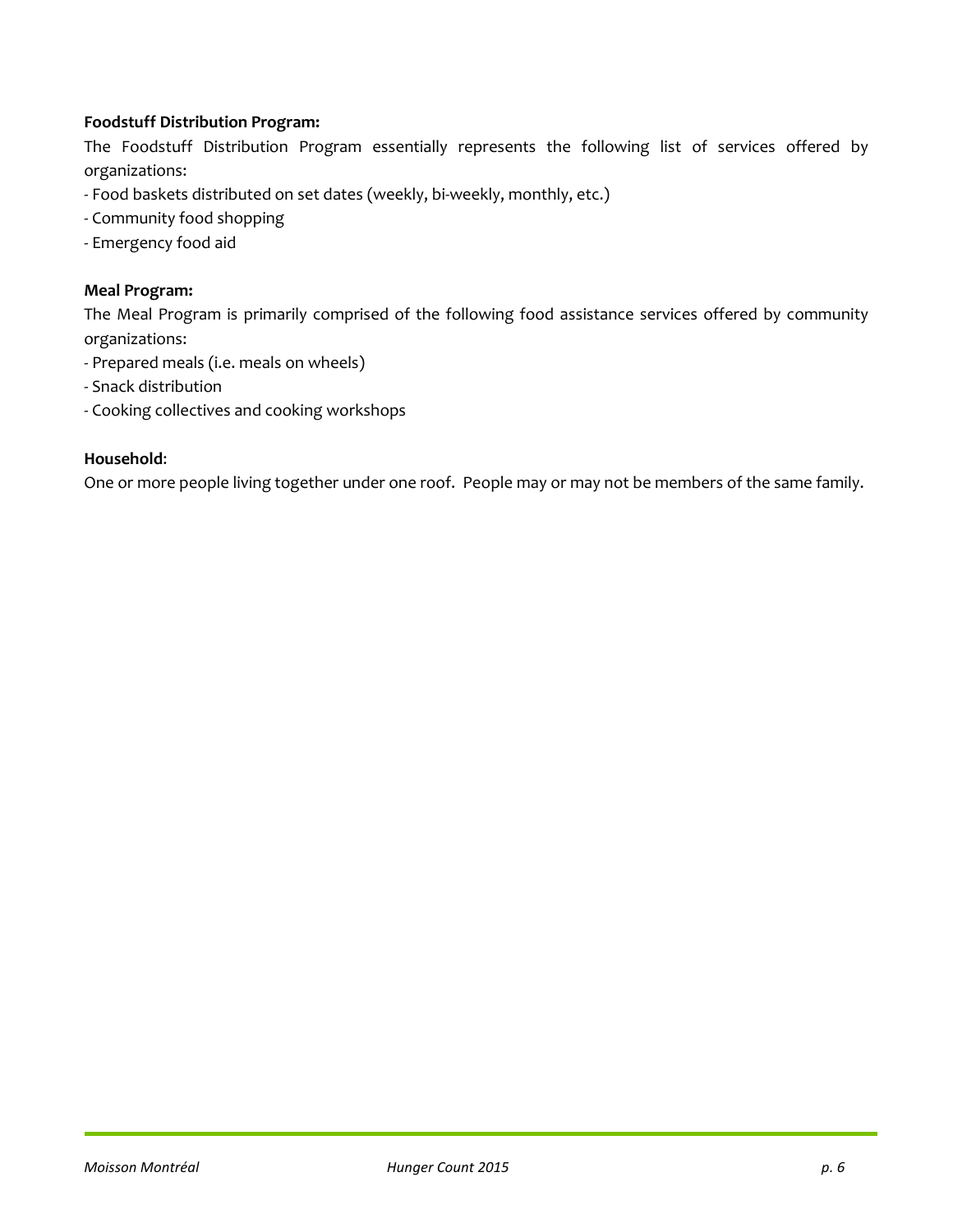**Foodstuff Distribution Program:**

The Foodstuff Distribution Program essentially represents the following list of services offered by organizations:

- Food baskets distributed on set dates (weekly, bi-weekly, monthly, etc.)
- Community food shopping
- Emergency food aid

**Meal Program:**

The Meal Program is primarily comprised of the following food assistance services offered by community organizations:

- Prepared meals (i.e. meals on wheels)
- Snack distribution
- Cooking collectives and cooking workshops

**Household**:

One or more people living together under one roof. People may or may not be members of the same family.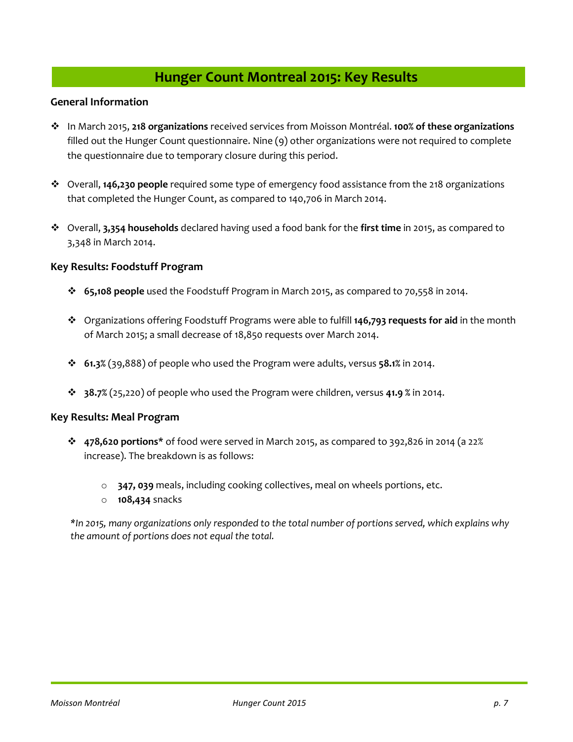# Hunger Count Montreal 2015: Key Results

### General Information

- In March 2015, **218 organizations** received services from Moisson Montréal. **100% of these organizations** filled out the Hunger Count questionnaire. Nine (9) other organizations were not required to complete the questionnaire due to temporary closure during this period.

- Overall, **146,230 people** required some type of emergency food assistance from the 218 organizations that completed the Hunger Count, as compared to 140,706 in March 2014.

- Overall, **3,354 households** declared having used a food bank for the **first time** in 2015, as compared to 3,348 in March 2014.

### Key Results: Foodstuff Program

- **65,108 people** used the Foodstuff Program in March 2015, as compared to 70,558 in 2014.

- Organizations offering Foodstuff Programs were able to fulfill **146,793 requests for aid** in the month of March 2015; a small decrease of 18,850 requests over March 2014.

- **61.3%** (39,888) of people who used the Program were adults, versus **58.1%** in 2014.

- **38.7%** (25,220) of people who used the Program were children, versus **41.9** % in 2014.

### Key Results: Meal Program

- **478,620 portions*** of food were served in March 2015, as compared to 392,826 in 2014 (a 22% increase). The breakdown is as follows:

  - **347, 039** meals, including cooking collectives, meal on wheels portions, etc.
  - **108,434** snacks

*\*In 2015, many organizations only responded to the total number of portions served, which explains why the amount of portions does not equal the total.*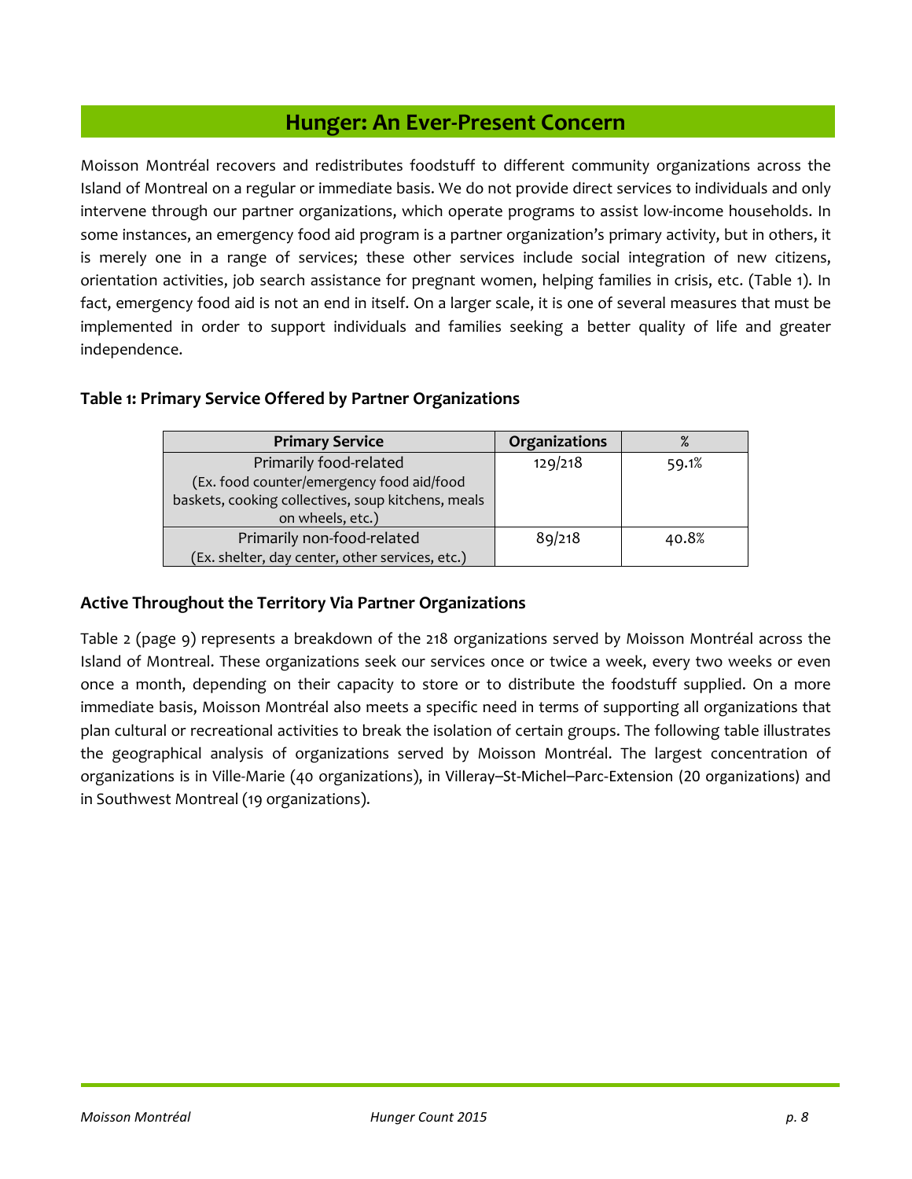## Hunger: An Ever-Present Concern

Moisson Montréal recovers and redistributes foodstuff to different community organizations across the Island of Montreal on a regular or immediate basis. We do not provide direct services to individuals and only intervene through our partner organizations, which operate programs to assist low-income households. In some instances, an emergency food aid program is a partner organization's primary activity, but in others, it is merely one in a range of services; these other services include social integration of new citizens, orientation activities, job search assistance for pregnant women, helping families in crisis, etc. (Table 1). In fact, emergency food aid is not an end in itself. On a larger scale, it is one of several measures that must be implemented in order to support individuals and families seeking a better quality of life and greater independence.

### Table 1: Primary Service Offered by Partner Organizations

| Primary Service | Organizations | % |
|---|---|---|
| Primarily food-related (Ex. food counter/emergency food aid/food baskets, cooking collectives, soup kitchens, meals on wheels, etc.) | 129/218 | 59.1% |
| Primarily non-food-related (Ex. shelter, day center, other services, etc.) | 89/218 | 40.8% |

### Active Throughout the Territory Via Partner Organizations

Table 2 (page 9) represents a breakdown of the 218 organizations served by Moisson Montréal across the Island of Montreal. These organizations seek our services once or twice a week, every two weeks or even once a month, depending on their capacity to store or to distribute the foodstuff supplied. On a more immediate basis, Moisson Montréal also meets a specific need in terms of supporting all organizations that plan cultural or recreational activities to break the isolation of certain groups. The following table illustrates the geographical analysis of organizations served by Moisson Montréal. The largest concentration of organizations is in Ville-Marie (40 organizations), in Villeray–St-Michel–Parc-Extension (20 organizations) and in Southwest Montreal (19 organizations).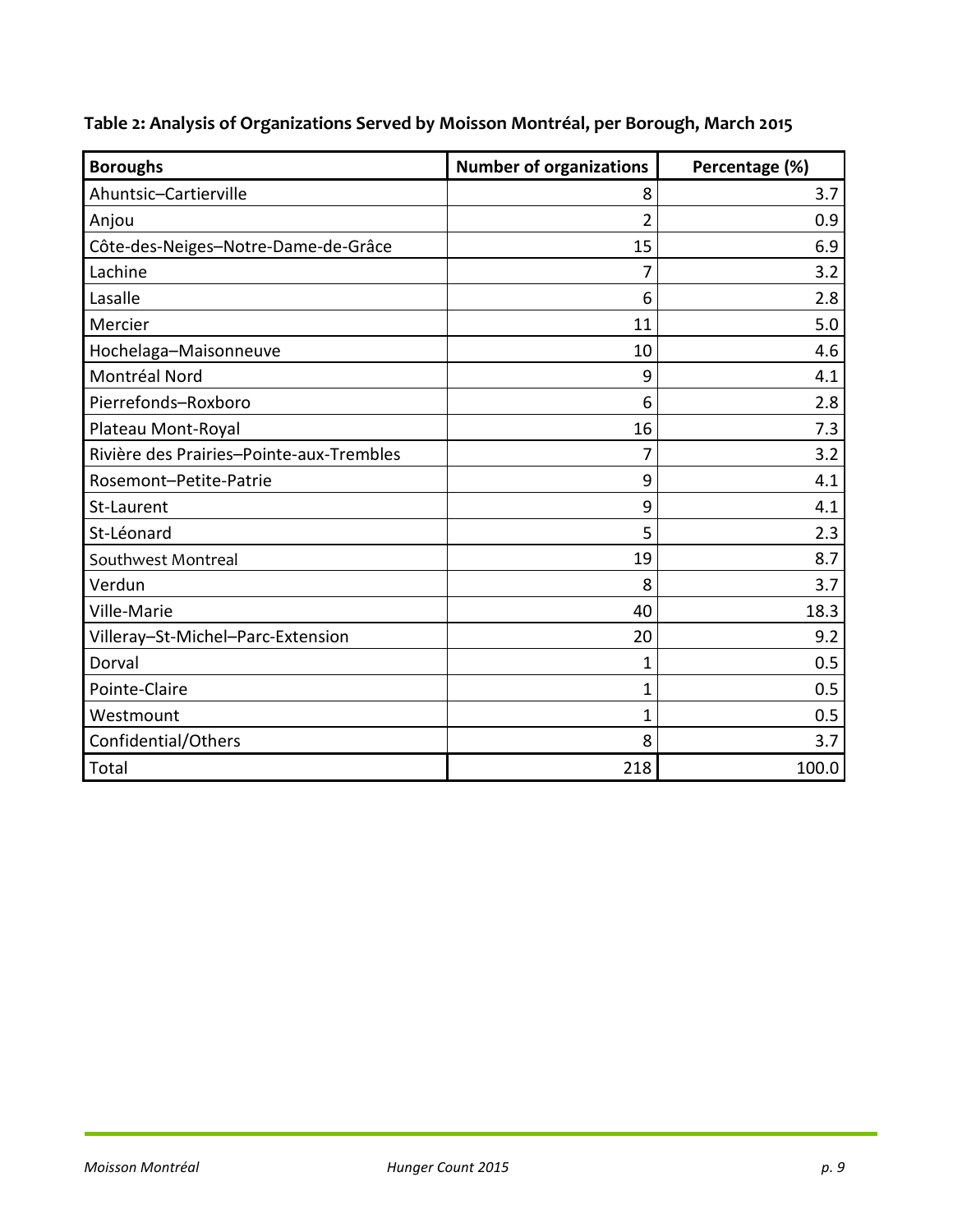**Table 2: Analysis of Organizations Served by Moisson Montréal, per Borough, March 2015**

| Boroughs | Number of organizations | Percentage (%) |
|---|---|---|
| Ahuntsic–Cartierville | 8 | 3.7 |
| Anjou | 2 | 0.9 |
| Côte-des-Neiges–Notre-Dame-de-Grâce | 15 | 6.9 |
| Lachine | 7 | 3.2 |
| Lasalle | 6 | 2.8 |
| Mercier | 11 | 5.0 |
| Hochelaga–Maisonneuve | 10 | 4.6 |
| Montréal Nord | 9 | 4.1 |
| Pierrefonds–Roxboro | 6 | 2.8 |
| Plateau Mont-Royal | 16 | 7.3 |
| Rivière des Prairies–Pointe-aux-Trembles | 7 | 3.2 |
| Rosemont–Petite-Patrie | 9 | 4.1 |
| St-Laurent | 9 | 4.1 |
| St-Léonard | 5 | 2.3 |
| Southwest Montreal | 19 | 8.7 |
| Verdun | 8 | 3.7 |
| Ville-Marie | 40 | 18.3 |
| Villeray–St-Michel–Parc-Extension | 20 | 9.2 |
| Dorval | 1 | 0.5 |
| Pointe-Claire | 1 | 0.5 |
| Westmount | 1 | 0.5 |
| Confidential/Others | 8 | 3.7 |
| Total | 218 | 100.0 |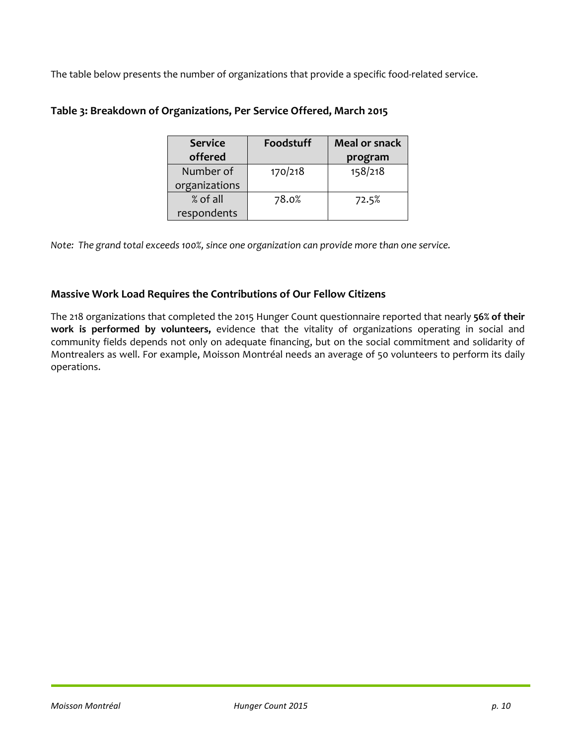The table below presents the number of organizations that provide a specific food-related service.

### Table 3: Breakdown of Organizations, Per Service Offered, March 2015

| Service offered | Foodstuff | Meal or snack program |
|---|---|---|
| Number of organizations | 170/218 | 158/218 |
| % of all respondents | 78.0% | 72.5% |

*Note: The grand total exceeds 100%, since one organization can provide more than one service.*

### Massive Work Load Requires the Contributions of Our Fellow Citizens

The 218 organizations that completed the 2015 Hunger Count questionnaire reported that nearly **56% of their work is performed by volunteers,** evidence that the vitality of organizations operating in social and community fields depends not only on adequate financing, but on the social commitment and solidarity of Montrealers as well. For example, Moisson Montréal needs an average of 50 volunteers to perform its daily operations.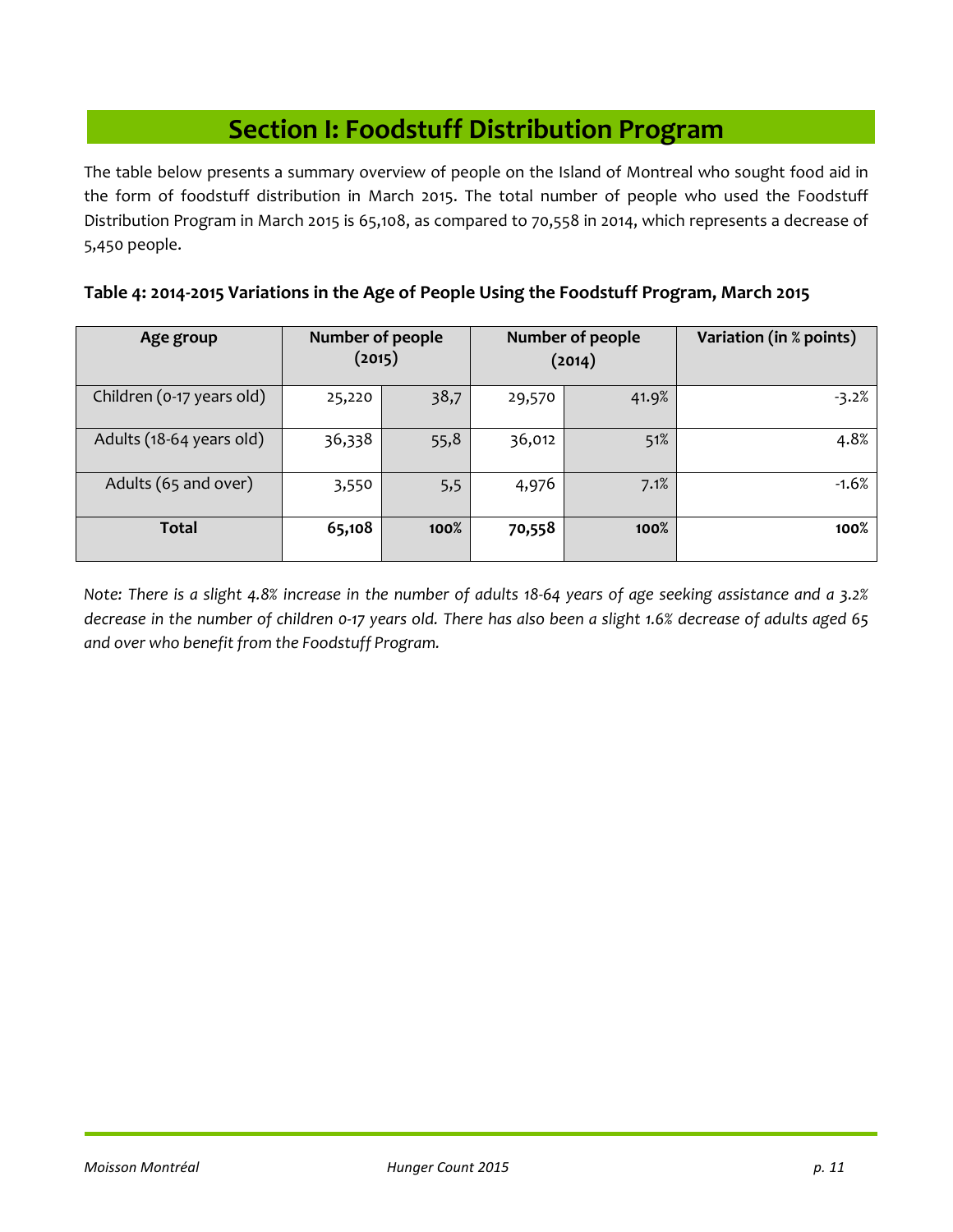# Section I: Foodstuff Distribution Program

The table below presents a summary overview of people on the Island of Montreal who sought food aid in the form of foodstuff distribution in March 2015. The total number of people who used the Foodstuff Distribution Program in March 2015 is 65,108, as compared to 70,558 in 2014, which represents a decrease of 5,450 people.

**Table 4: 2014-2015 Variations in the Age of People Using the Foodstuff Program, March 2015**

| Age group | Number of people (2015) | | Number of people (2014) | | Variation (in % points) |
|---|---|---|---|---|---|
| Children (0-17 years old) | 25,220 | 38,7 | 29,570 | 41.9% | -3.2% |
| Adults (18-64 years old) | 36,338 | 55,8 | 36,012 | 51% | 4.8% |
| Adults (65 and over) | 3,550 | 5,5 | 4,976 | 7.1% | -1.6% |
| **Total** | **65,108** | **100%** | **70,558** | **100%** | **100%** |

*Note: There is a slight 4.8% increase in the number of adults 18-64 years of age seeking assistance and a 3.2% decrease in the number of children 0-17 years old. There has also been a slight 1.6% decrease of adults aged 65 and over who benefit from the Foodstuff Program.*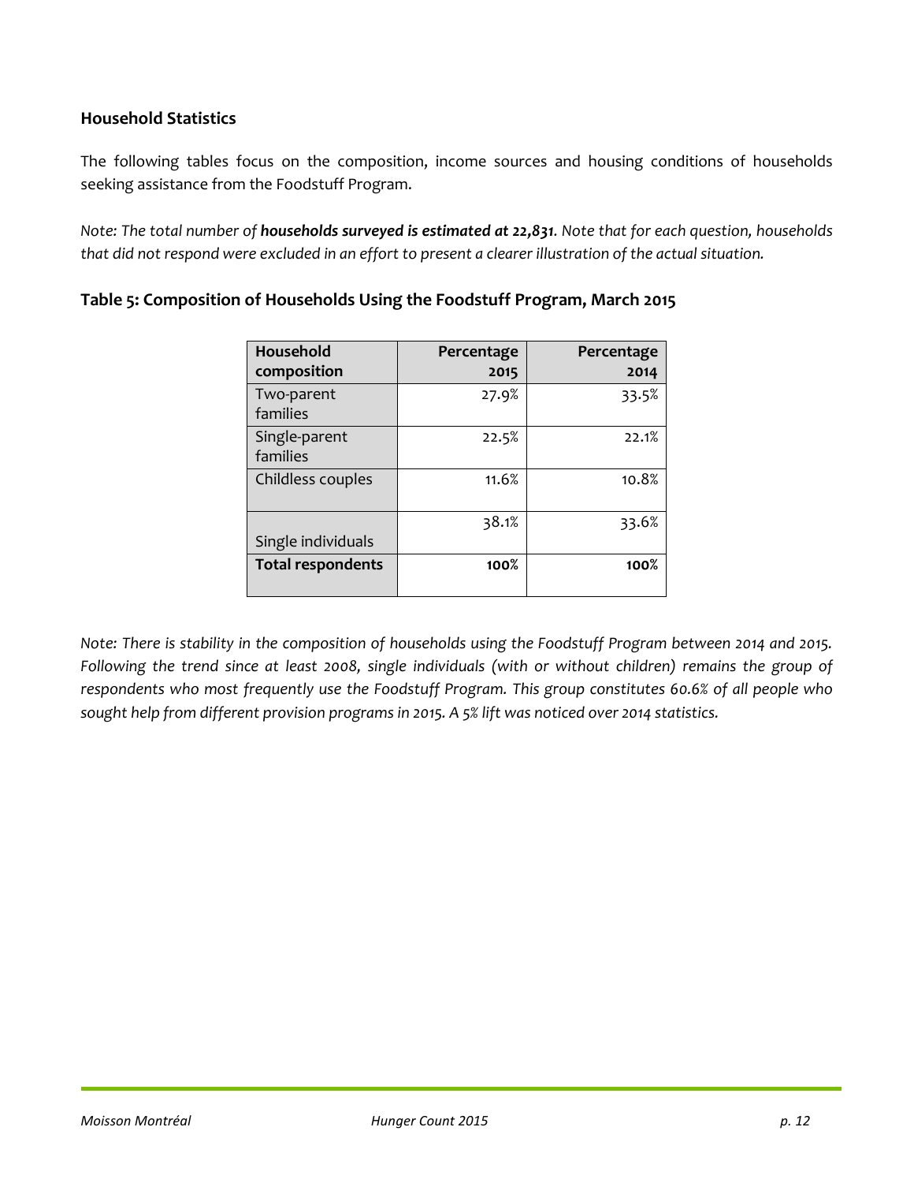## Household Statistics

The following tables focus on the composition, income sources and housing conditions of households seeking assistance from the Foodstuff Program.

*Note: The total number of **households surveyed is estimated at 22,831**. Note that for each question, households that did not respond were excluded in an effort to present a clearer illustration of the actual situation.*

### Table 5: Composition of Households Using the Foodstuff Program, March 2015

| Household composition | Percentage 2015 | Percentage 2014 |
|---|---|---|
| Two-parent families | 27.9% | 33.5% |
| Single-parent families | 22.5% | 22.1% |
| Childless couples | 11.6% | 10.8% |
| Single individuals | 38.1% | 33.6% |
| **Total respondents** | **100%** | **100%** |

*Note: There is stability in the composition of households using the Foodstuff Program between 2014 and 2015. Following the trend since at least 2008, single individuals (with or without children) remains the group of respondents who most frequently use the Foodstuff Program. This group constitutes 60.6% of all people who sought help from different provision programs in 2015. A 5% lift was noticed over 2014 statistics.*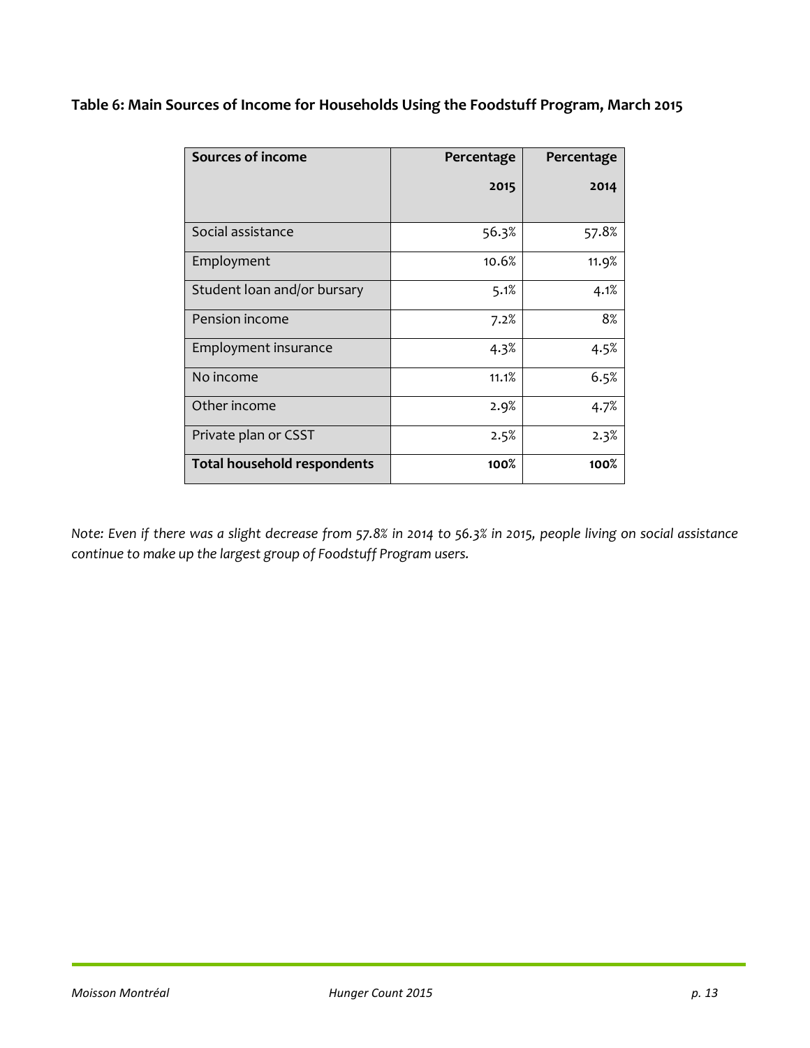**Table 6: Main Sources of Income for Households Using the Foodstuff Program, March 2015**

| Sources of income | Percentage 2015 | Percentage 2014 |
|---|---|---|
| Social assistance | 56.3% | 57.8% |
| Employment | 10.6% | 11.9% |
| Student loan and/or bursary | 5.1% | 4.1% |
| Pension income | 7.2% | 8% |
| Employment insurance | 4.3% | 4.5% |
| No income | 11.1% | 6.5% |
| Other income | 2.9% | 4.7% |
| Private plan or CSST | 2.5% | 2.3% |
| **Total household respondents** | **100%** | **100%** |

*Note: Even if there was a slight decrease from 57.8% in 2014 to 56.3% in 2015, people living on social assistance continue to make up the largest group of Foodstuff Program users.*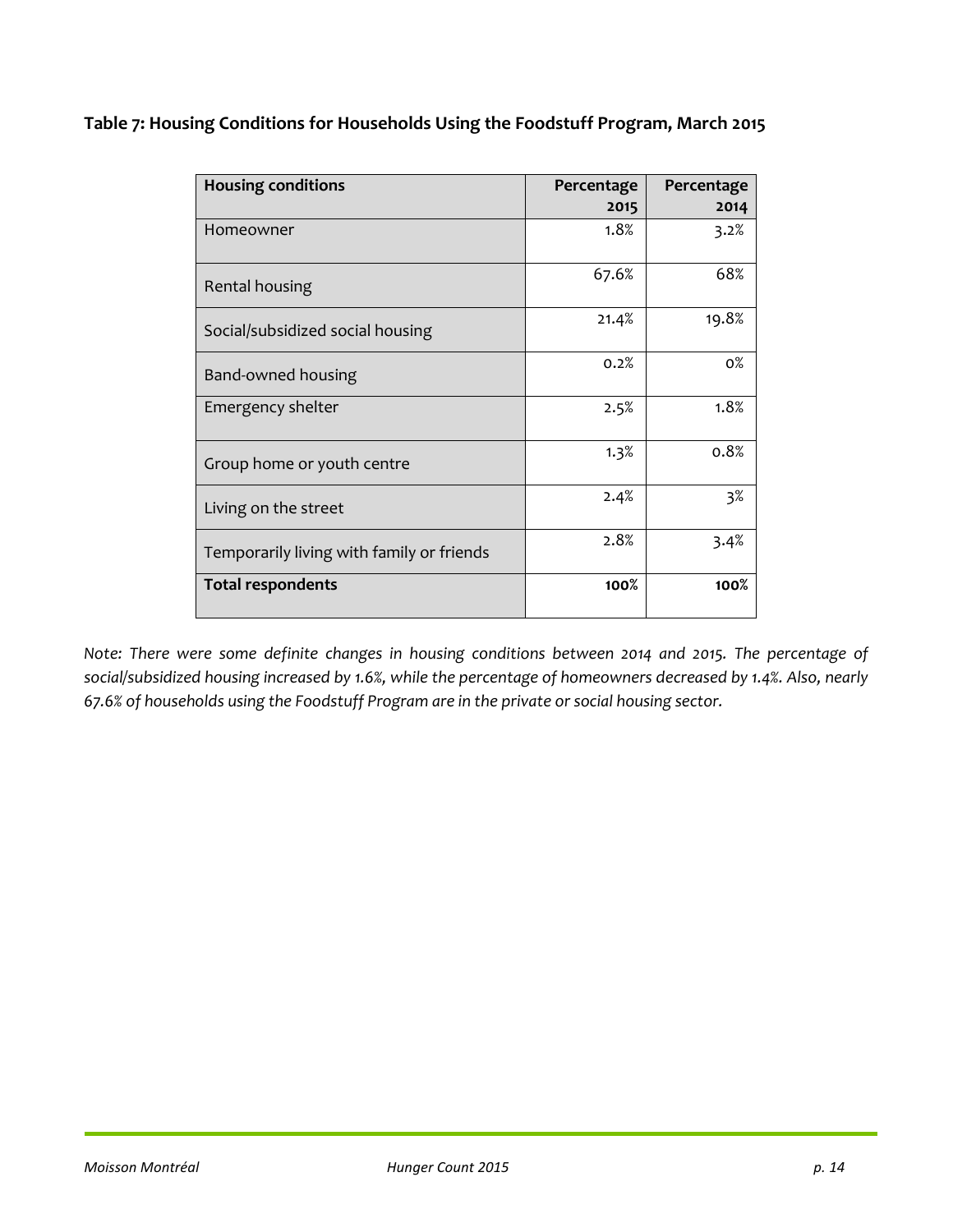**Table 7: Housing Conditions for Households Using the Foodstuff Program, March 2015**

| Housing conditions | Percentage 2015 | Percentage 2014 |
|---|---|---|
| Homeowner | 1.8% | 3.2% |
| Rental housing | 67.6% | 68% |
| Social/subsidized social housing | 21.4% | 19.8% |
| Band-owned housing | 0.2% | 0% |
| Emergency shelter | 2.5% | 1.8% |
| Group home or youth centre | 1.3% | 0.8% |
| Living on the street | 2.4% | 3% |
| Temporarily living with family or friends | 2.8% | 3.4% |
| **Total respondents** | **100%** | **100%** |

*Note: There were some definite changes in housing conditions between 2014 and 2015. The percentage of social/subsidized housing increased by 1.6%, while the percentage of homeowners decreased by 1.4%. Also, nearly 67.6% of households using the Foodstuff Program are in the private or social housing sector.*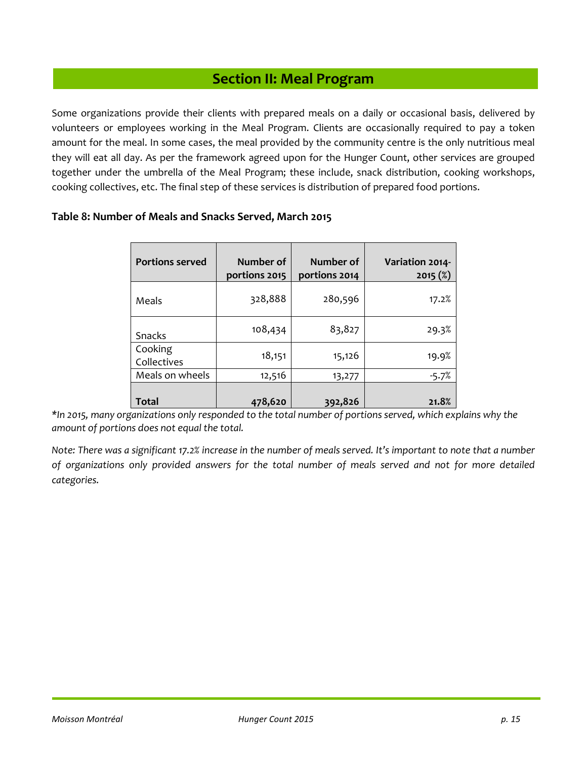## Section II: Meal Program

Some organizations provide their clients with prepared meals on a daily or occasional basis, delivered by volunteers or employees working in the Meal Program. Clients are occasionally required to pay a token amount for the meal. In some cases, the meal provided by the community centre is the only nutritious meal they will eat all day. As per the framework agreed upon for the Hunger Count, other services are grouped together under the umbrella of the Meal Program; these include, snack distribution, cooking workshops, cooking collectives, etc. The final step of these services is distribution of prepared food portions.

**Table 8: Number of Meals and Snacks Served, March 2015**

| Portions served | Number of portions 2015 | Number of portions 2014 | Variation 2014-2015 (%) |
|---|---|---|---|
| Meals | 328,888 | 280,596 | 17.2% |
| Snacks | 108,434 | 83,827 | 29.3% |
| Cooking Collectives | 18,151 | 15,126 | 19.9% |
| Meals on wheels | 12,516 | 13,277 | -5.7% |
| **Total** | **478,620** | **392,826** | **21.8%** |

*\*In 2015, many organizations only responded to the total number of portions served, which explains why the amount of portions does not equal the total.*

*Note: There was a significant 17.2% increase in the number of meals served. It's important to note that a number of organizations only provided answers for the total number of meals served and not for more detailed categories.*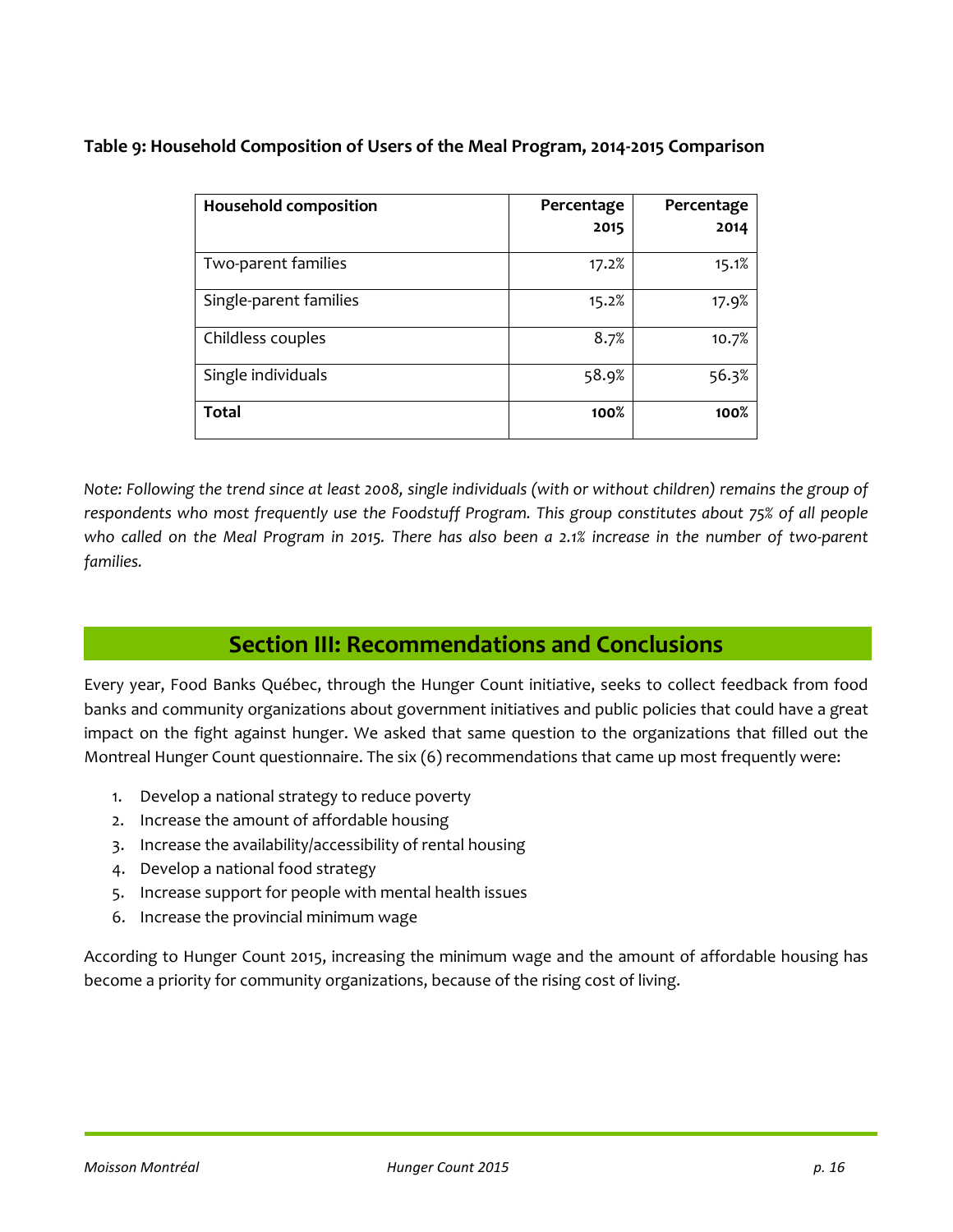**Table 9: Household Composition of Users of the Meal Program, 2014-2015 Comparison**

| Household composition | Percentage 2015 | Percentage 2014 |
|---|---|---|
| Two-parent families | 17.2% | 15.1% |
| Single-parent families | 15.2% | 17.9% |
| Childless couples | 8.7% | 10.7% |
| Single individuals | 58.9% | 56.3% |
| **Total** | **100%** | **100%** |

*Note: Following the trend since at least 2008, single individuals (with or without children) remains the group of respondents who most frequently use the Foodstuff Program. This group constitutes about 75% of all people who called on the Meal Program in 2015. There has also been a 2.1% increase in the number of two-parent families.*

## Section III: Recommendations and Conclusions

Every year, Food Banks Québec, through the Hunger Count initiative, seeks to collect feedback from food banks and community organizations about government initiatives and public policies that could have a great impact on the fight against hunger. We asked that same question to the organizations that filled out the Montreal Hunger Count questionnaire. The six (6) recommendations that came up most frequently were:

1. Develop a national strategy to reduce poverty
2. Increase the amount of affordable housing
3. Increase the availability/accessibility of rental housing
4. Develop a national food strategy
5. Increase support for people with mental health issues
6. Increase the provincial minimum wage

According to Hunger Count 2015, increasing the minimum wage and the amount of affordable housing has become a priority for community organizations, because of the rising cost of living.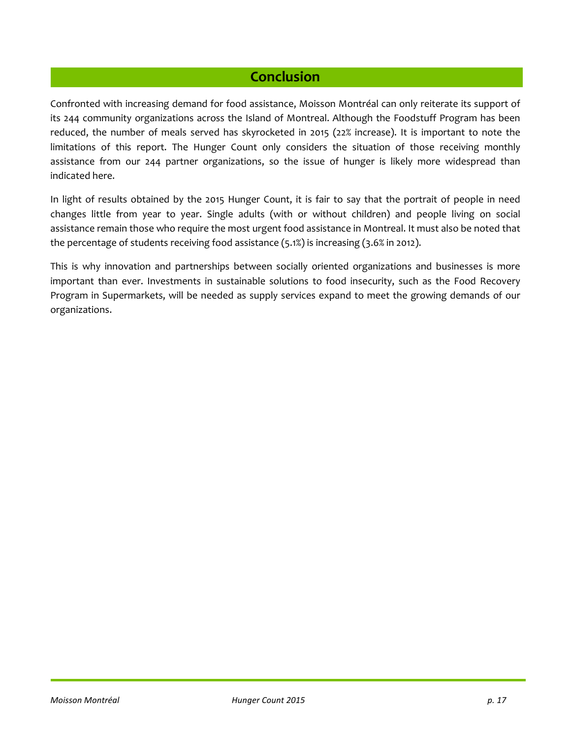# Conclusion

Confronted with increasing demand for food assistance, Moisson Montréal can only reiterate its support of its 244 community organizations across the Island of Montreal. Although the Foodstuff Program has been reduced, the number of meals served has skyrocketed in 2015 (22% increase). It is important to note the limitations of this report. The Hunger Count only considers the situation of those receiving monthly assistance from our 244 partner organizations, so the issue of hunger is likely more widespread than indicated here.

In light of results obtained by the 2015 Hunger Count, it is fair to say that the portrait of people in need changes little from year to year. Single adults (with or without children) and people living on social assistance remain those who require the most urgent food assistance in Montreal. It must also be noted that the percentage of students receiving food assistance (5.1%) is increasing (3.6% in 2012).

This is why innovation and partnerships between socially oriented organizations and businesses is more important than ever. Investments in sustainable solutions to food insecurity, such as the Food Recovery Program in Supermarkets, will be needed as supply services expand to meet the growing demands of our organizations.